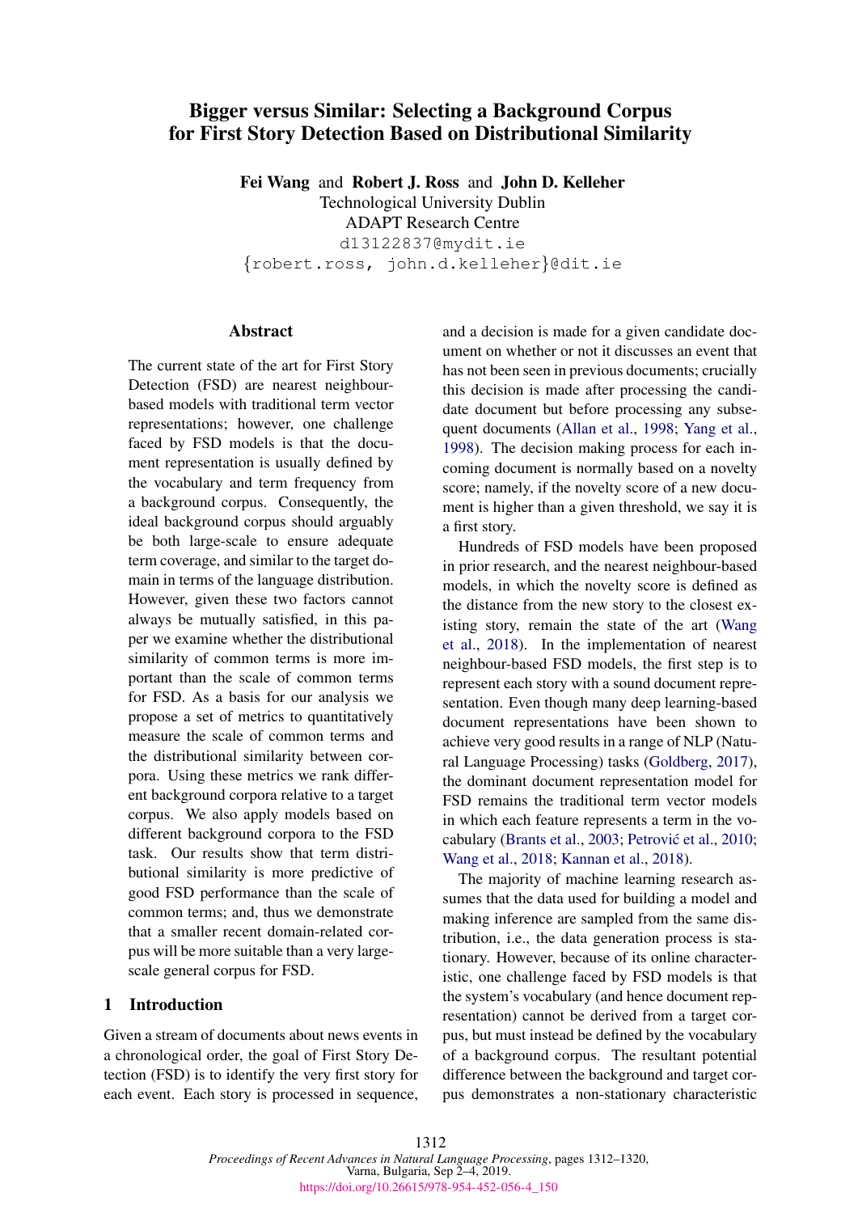# Bigger versus Similar: Selecting a Background Corpus for First Story Detection Based on Distributional Similarity

**Fei Wang** and **Robert J. Ross** and **John D. Kelleher**
Technological University Dublin
ADAPT Research Centre
d13122837@mydit.ie
{robert.ross, john.d.kelleher}@dit.ie

## Abstract

The current state of the art for First Story Detection (FSD) are nearest neighbour-based models with traditional term vector representations; however, one challenge faced by FSD models is that the document representation is usually defined by the vocabulary and term frequency from a background corpus. Consequently, the ideal background corpus should arguably be both large-scale to ensure adequate term coverage, and similar to the target domain in terms of the language distribution. However, given these two factors cannot always be mutually satisfied, in this paper we examine whether the distributional similarity of common terms is more important than the scale of common terms for FSD. As a basis for our analysis we propose a set of metrics to quantitatively measure the scale of common terms and the distributional similarity between corpora. Using these metrics we rank different background corpora relative to a target corpus. We also apply models based on different background corpora to the FSD task. Our results show that term distributional similarity is more predictive of good FSD performance than the scale of common terms; and, thus we demonstrate that a smaller recent domain-related corpus will be more suitable than a very large-scale general corpus for FSD.

## 1 Introduction

Given a stream of documents about news events in a chronological order, the goal of First Story Detection (FSD) is to identify the very first story for each event. Each story is processed in sequence, and a decision is made for a given candidate document on whether or not it discusses an event that has not been seen in previous documents; crucially this decision is made after processing the candidate document but before processing any subsequent documents (Allan et al., 1998; Yang et al., 1998). The decision making process for each incoming document is normally based on a novelty score; namely, if the novelty score of a new document is higher than a given threshold, we say it is a first story.

Hundreds of FSD models have been proposed in prior research, and the nearest neighbour-based models, in which the novelty score is defined as the distance from the new story to the closest existing story, remain the state of the art (Wang et al., 2018). In the implementation of nearest neighbour-based FSD models, the first step is to represent each story with a sound document representation. Even though many deep learning-based document representations have been shown to achieve very good results in a range of NLP (Natural Language Processing) tasks (Goldberg, 2017), the dominant document representation model for FSD remains the traditional term vector models in which each feature represents a term in the vocabulary (Brants et al., 2003; Petrović et al., 2010; Wang et al., 2018; Kannan et al., 2018).

The majority of machine learning research assumes that the data used for building a model and making inference are sampled from the same distribution, i.e., the data generation process is stationary. However, because of its online characteristic, one challenge faced by FSD models is that the system's vocabulary (and hence document representation) cannot be derived from a target corpus, but must instead be defined by the vocabulary of a background corpus. The resultant potential difference between the background and target corpus demonstrates a non-stationary characteristic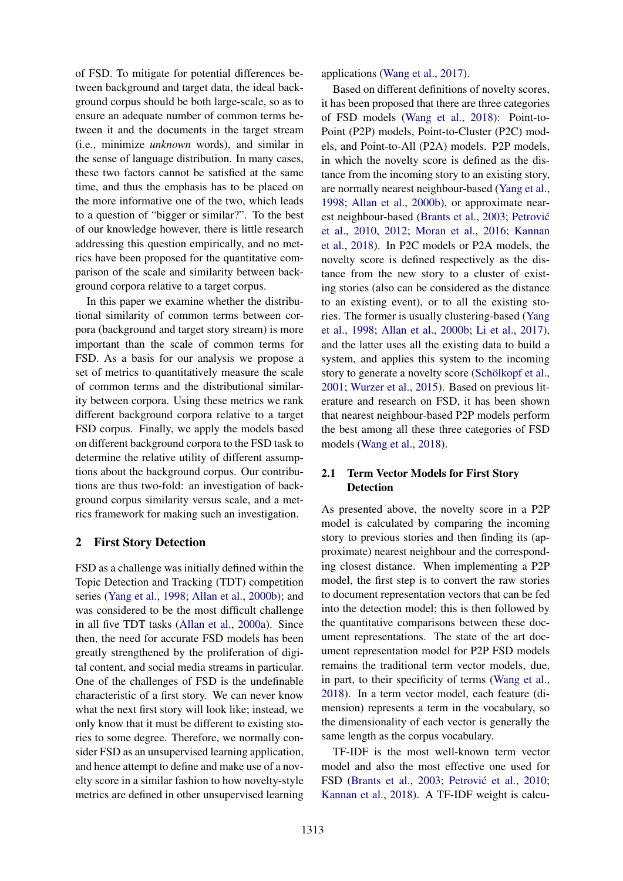of FSD. To mitigate for potential differences between background and target data, the ideal background corpus should be both large-scale, so as to ensure an adequate number of common terms between it and the documents in the target stream (i.e., minimize *unknown* words), and similar in the sense of language distribution. In many cases, these two factors cannot be satisfied at the same time, and thus the emphasis has to be placed on the more informative one of the two, which leads to a question of "bigger or similar?". To the best of our knowledge however, there is little research addressing this question empirically, and no metrics have been proposed for the quantitative comparison of the scale and similarity between background corpora relative to a target corpus.

In this paper we examine whether the distributional similarity of common terms between corpora (background and target story stream) is more important than the scale of common terms for FSD. As a basis for our analysis we propose a set of metrics to quantitatively measure the scale of common terms and the distributional similarity between corpora. Using these metrics we rank different background corpora relative to a target FSD corpus. Finally, we apply the models based on different background corpora to the FSD task to determine the relative utility of different assumptions about the background corpus. Our contributions are thus two-fold: an investigation of background corpus similarity versus scale, and a metrics framework for making such an investigation.

## 2 First Story Detection

FSD as a challenge was initially defined within the Topic Detection and Tracking (TDT) competition series (Yang et al., 1998; Allan et al., 2000b); and was considered to be the most difficult challenge in all five TDT tasks (Allan et al., 2000a). Since then, the need for accurate FSD models has been greatly strengthened by the proliferation of digital content, and social media streams in particular. One of the challenges of FSD is the undefinable characteristic of a first story. We can never know what the next first story will look like; instead, we only know that it must be different to existing stories to some degree. Therefore, we normally consider FSD as an unsupervised learning application, and hence attempt to define and make use of a novelty score in a similar fashion to how novelty-style metrics are defined in other unsupervised learning applications (Wang et al., 2017).

Based on different definitions of novelty scores, it has been proposed that there are three categories of FSD models (Wang et al., 2018): Point-to-Point (P2P) models, Point-to-Cluster (P2C) models, and Point-to-All (P2A) models. P2P models, in which the novelty score is defined as the distance from the incoming story to an existing story, are normally nearest neighbour-based (Yang et al., 1998; Allan et al., 2000b), or approximate nearest neighbour-based (Brants et al., 2003; Petrović et al., 2010, 2012; Moran et al., 2016; Kannan et al., 2018). In P2C models or P2A models, the novelty score is defined respectively as the distance from the new story to a cluster of existing stories (also can be considered as the distance to an existing event), or to all the existing stories. The former is usually clustering-based (Yang et al., 1998; Allan et al., 2000b; Li et al., 2017), and the latter uses all the existing data to build a system, and applies this system to the incoming story to generate a novelty score (Schölkopf et al., 2001; Wurzer et al., 2015). Based on previous literature and research on FSD, it has been shown that nearest neighbour-based P2P models perform the best among all these three categories of FSD models (Wang et al., 2018).

### 2.1 Term Vector Models for First Story Detection

As presented above, the novelty score in a P2P model is calculated by comparing the incoming story to previous stories and then finding its (approximate) nearest neighbour and the corresponding closest distance. When implementing a P2P model, the first step is to convert the raw stories to document representation vectors that can be fed into the detection model; this is then followed by the quantitative comparisons between these document representations. The state of the art document representation model for P2P FSD models remains the traditional term vector models, due, in part, to their specificity of terms (Wang et al., 2018). In a term vector model, each feature (dimension) represents a term in the vocabulary, so the dimensionality of each vector is generally the same length as the corpus vocabulary.

TF-IDF is the most well-known term vector model and also the most effective one used for FSD (Brants et al., 2003; Petrović et al., 2010; Kannan et al., 2018). A TF-IDF weight is calcu-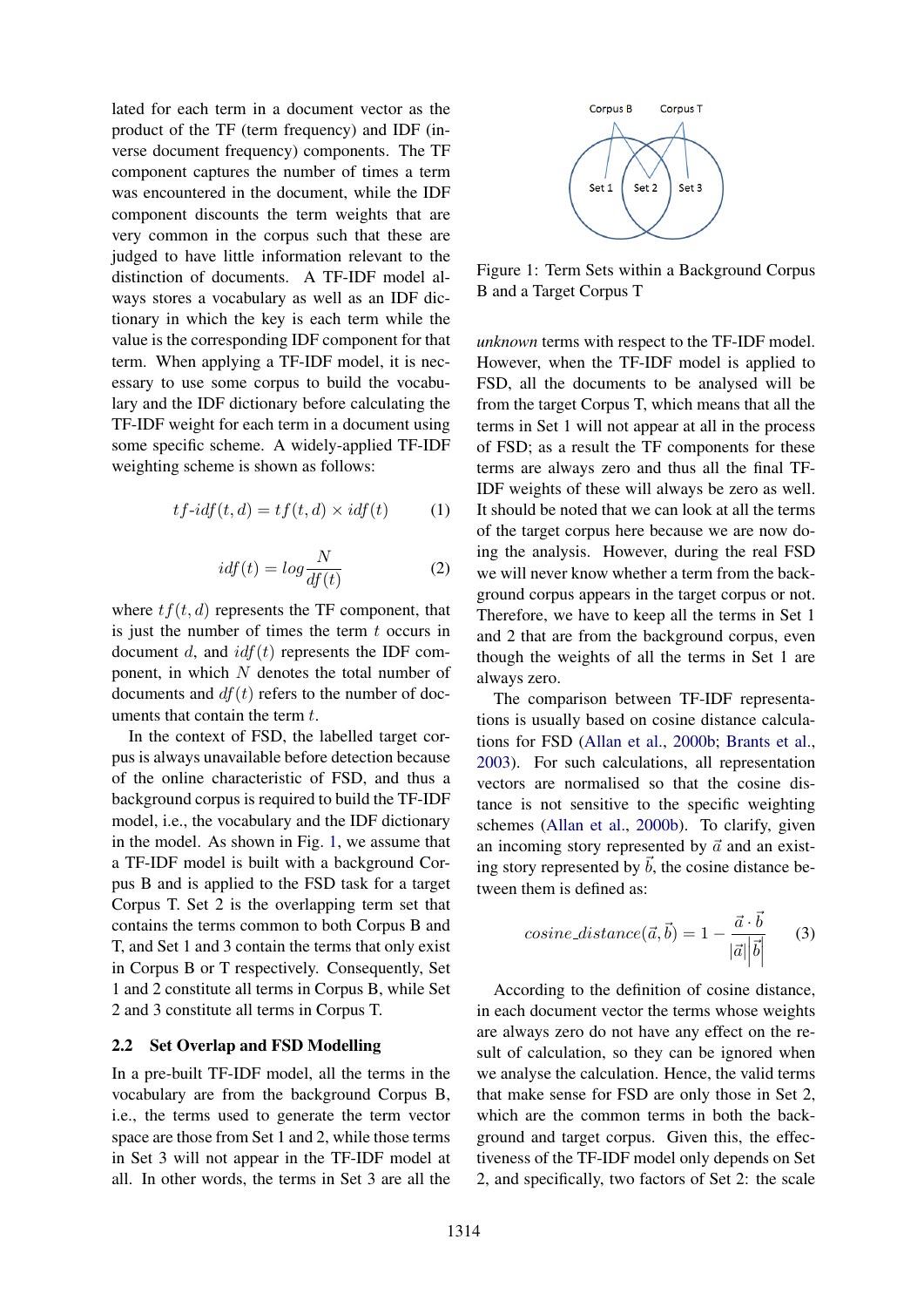lated for each term in a document vector as the product of the TF (term frequency) and IDF (inverse document frequency) components. The TF component captures the number of times a term was encountered in the document, while the IDF component discounts the term weights that are very common in the corpus such that these are judged to have little information relevant to the distinction of documents. A TF-IDF model always stores a vocabulary as well as an IDF dictionary in which the key is each term while the value is the corresponding IDF component for that term. When applying a TF-IDF model, it is necessary to use some corpus to build the vocabulary and the IDF dictionary before calculating the TF-IDF weight for each term in a document using some specific scheme. A widely-applied TF-IDF weighting scheme is shown as follows:

$$tf\text{-}idf(t,d) = tf(t,d) \times idf(t) \quad (1)$$

$$idf(t) = log\frac{N}{df(t)} \quad (2)$$

where $tf(t,d)$ represents the TF component, that is just the number of times the term $t$ occurs in document $d$, and $idf(t)$ represents the IDF component, in which $N$ denotes the total number of documents and $df(t)$ refers to the number of documents that contain the term $t$.

In the context of FSD, the labelled target corpus is always unavailable before detection because of the online characteristic of FSD, and thus a background corpus is required to build the TF-IDF model, i.e., the vocabulary and the IDF dictionary in the model. As shown in Fig. 1, we assume that a TF-IDF model is built with a background Corpus B and is applied to the FSD task for a target Corpus T. Set 2 is the overlapping term set that contains the terms common to both Corpus B and T, and Set 1 and 3 contain the terms that only exist in Corpus B or T respectively. Consequently, Set 1 and 2 constitute all terms in Corpus B, while Set 2 and 3 constitute all terms in Corpus T.

## 2.2 Set Overlap and FSD Modelling

In a pre-built TF-IDF model, all the terms in the vocabulary are from the background Corpus B, i.e., the terms used to generate the term vector space are those from Set 1 and 2, while those terms in Set 3 will not appear in the TF-IDF model at all. In other words, the terms in Set 3 are all the

Figure 1: Term Sets within a Background Corpus B and a Target Corpus T

*unknown* terms with respect to the TF-IDF model. However, when the TF-IDF model is applied to FSD, all the documents to be analysed will be from the target Corpus T, which means that all the terms in Set 1 will not appear at all in the process of FSD; as a result the TF components for these terms are always zero and thus all the final TF-IDF weights of these will always be zero as well. It should be noted that we can look at all the terms of the target corpus here because we are now doing the analysis. However, during the real FSD we will never know whether a term from the background corpus appears in the target corpus or not. Therefore, we have to keep all the terms in Set 1 and 2 that are from the background corpus, even though the weights of all the terms in Set 1 are always zero.

The comparison between TF-IDF representations is usually based on cosine distance calculations for FSD (Allan et al., 2000b; Brants et al., 2003). For such calculations, all representation vectors are normalised so that the cosine distance is not sensitive to the specific weighting schemes (Allan et al., 2000b). To clarify, given an incoming story represented by $\vec{a}$ and an existing story represented by $\vec{b}$, the cosine distance between them is defined as:

$$cosine\_distance(\vec{a},\vec{b}) = 1 - \frac{\vec{a}\cdot\vec{b}}{|\vec{a}||\vec{b}|} \quad (3)$$

According to the definition of cosine distance, in each document vector the terms whose weights are always zero do not have any effect on the result of calculation, so they can be ignored when we analyse the calculation. Hence, the valid terms that make sense for FSD are only those in Set 2, which are the common terms in both the background and target corpus. Given this, the effectiveness of the TF-IDF model only depends on Set 2, and specifically, two factors of Set 2: the scale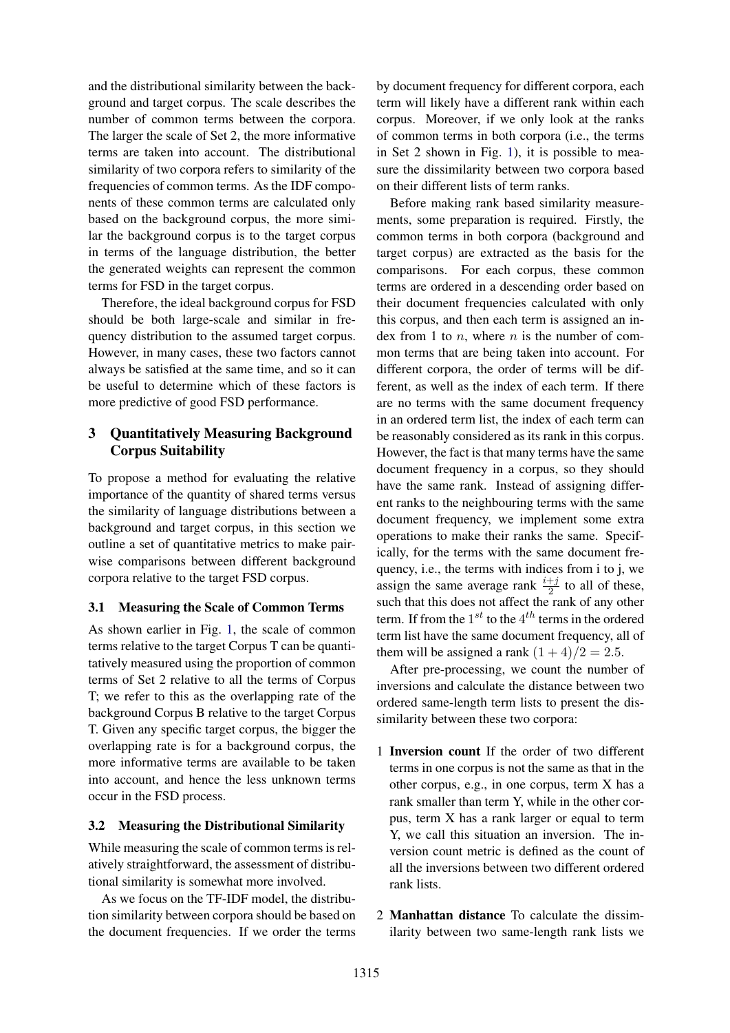and the distributional similarity between the background and target corpus. The scale describes the number of common terms between the corpora. The larger the scale of Set 2, the more informative terms are taken into account. The distributional similarity of two corpora refers to similarity of the frequencies of common terms. As the IDF components of these common terms are calculated only based on the background corpus, the more similar the background corpus is to the target corpus in terms of the language distribution, the better the generated weights can represent the common terms for FSD in the target corpus.

Therefore, the ideal background corpus for FSD should be both large-scale and similar in frequency distribution to the assumed target corpus. However, in many cases, these two factors cannot always be satisfied at the same time, and so it can be useful to determine which of these factors is more predictive of good FSD performance.

## 3 Quantitatively Measuring Background Corpus Suitability

To propose a method for evaluating the relative importance of the quantity of shared terms versus the similarity of language distributions between a background and target corpus, in this section we outline a set of quantitative metrics to make pairwise comparisons between different background corpora relative to the target FSD corpus.

### 3.1 Measuring the Scale of Common Terms

As shown earlier in Fig. 1, the scale of common terms relative to the target Corpus T can be quantitatively measured using the proportion of common terms of Set 2 relative to all the terms of Corpus T; we refer to this as the overlapping rate of the background Corpus B relative to the target Corpus T. Given any specific target corpus, the bigger the overlapping rate is for a background corpus, the more informative terms are available to be taken into account, and hence the less unknown terms occur in the FSD process.

### 3.2 Measuring the Distributional Similarity

While measuring the scale of common terms is relatively straightforward, the assessment of distributional similarity is somewhat more involved.

As we focus on the TF-IDF model, the distribution similarity between corpora should be based on the document frequencies. If we order the terms by document frequency for different corpora, each term will likely have a different rank within each corpus. Moreover, if we only look at the ranks of common terms in both corpora (i.e., the terms in Set 2 shown in Fig. 1), it is possible to measure the dissimilarity between two corpora based on their different lists of term ranks.

Before making rank based similarity measurements, some preparation is required. Firstly, the common terms in both corpora (background and target corpus) are extracted as the basis for the comparisons. For each corpus, these common terms are ordered in a descending order based on their document frequencies calculated with only this corpus, and then each term is assigned an index from 1 to $n$, where $n$ is the number of common terms that are being taken into account. For different corpora, the order of terms will be different, as well as the index of each term. If there are no terms with the same document frequency in an ordered term list, the index of each term can be reasonably considered as its rank in this corpus. However, the fact is that many terms have the same document frequency in a corpus, so they should have the same rank. Instead of assigning different ranks to the neighbouring terms with the same document frequency, we implement some extra operations to make their ranks the same. Specifically, for the terms with the same document frequency, i.e., the terms with indices from i to j, we assign the same average rank $\frac{i+j}{2}$ to all of these, such that this does not affect the rank of any other term. If from the $1^{st}$ to the $4^{th}$ terms in the ordered term list have the same document frequency, all of them will be assigned a rank $(1+4)/2 = 2.5$.

After pre-processing, we count the number of inversions and calculate the distance between two ordered same-length term lists to present the dissimilarity between these two corpora:

1 **Inversion count** If the order of two different terms in one corpus is not the same as that in the other corpus, e.g., in one corpus, term X has a rank smaller than term Y, while in the other corpus, term X has a rank larger or equal to term Y, we call this situation an inversion. The inversion count metric is defined as the count of all the inversions between two different ordered rank lists.

2 **Manhattan distance** To calculate the dissimilarity between two same-length rank lists we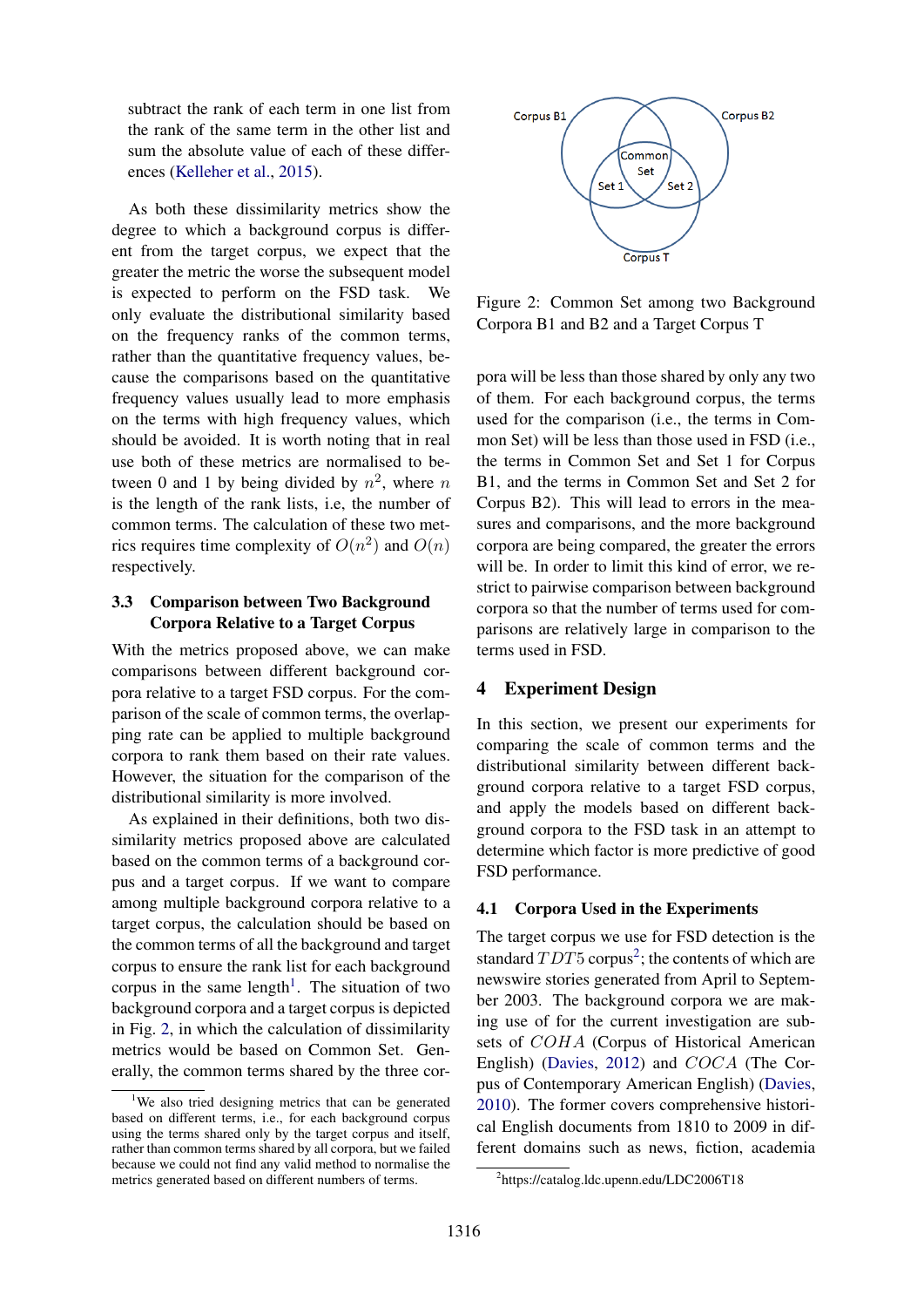subtract the rank of each term in one list from the rank of the same term in the other list and sum the absolute value of each of these differences (Kelleher et al., 2015).

As both these dissimilarity metrics show the degree to which a background corpus is different from the target corpus, we expect that the greater the metric the worse the subsequent model is expected to perform on the FSD task. We only evaluate the distributional similarity based on the frequency ranks of the common terms, rather than the quantitative frequency values, because the comparisons based on the quantitative frequency values usually lead to more emphasis on the terms with high frequency values, which should be avoided. It is worth noting that in real use both of these metrics are normalised to between 0 and 1 by being divided by $n^2$, where $n$ is the length of the rank lists, i.e, the number of common terms. The calculation of these two metrics requires time complexity of $O(n^2)$ and $O(n)$ respectively.

### 3.3 Comparison between Two Background Corpora Relative to a Target Corpus

With the metrics proposed above, we can make comparisons between different background corpora relative to a target FSD corpus. For the comparison of the scale of common terms, the overlapping rate can be applied to multiple background corpora to rank them based on their rate values. However, the situation for the comparison of the distributional similarity is more involved.

As explained in their definitions, both two dissimilarity metrics proposed above are calculated based on the common terms of a background corpus and a target corpus. If we want to compare among multiple background corpora relative to a target corpus, the calculation should be based on the common terms of all the background and target corpus to ensure the rank list for each background corpus in the same length[1]. The situation of two background corpora and a target corpus is depicted in Fig. 2, in which the calculation of dissimilarity metrics would be based on Common Set. Generally, the common terms shared by the three corpora will be less than those shared by only any two of them. For each background corpus, the terms used for the comparison (i.e., the terms in Common Set) will be less than those used in FSD (i.e., the terms in Common Set and Set 1 for Corpus B1, and the terms in Common Set and Set 2 for Corpus B2). This will lead to errors in the measures and comparisons, and the more background corpora are being compared, the greater the errors will be. In order to limit this kind of error, we restrict to pairwise comparison between background corpora so that the number of terms used for comparisons are relatively large in comparison to the terms used in FSD.

Figure 2: Common Set among two Background Corpora B1 and B2 and a Target Corpus T

## 4 Experiment Design

In this section, we present our experiments for comparing the scale of common terms and the distributional similarity between different background corpora relative to a target FSD corpus, and apply the models based on different background corpora to the FSD task in an attempt to determine which factor is more predictive of good FSD performance.

### 4.1 Corpora Used in the Experiments

The target corpus we use for FSD detection is the standard $TDT5$ corpus[2]; the contents of which are newswire stories generated from April to September 2003. The background corpora we are making use of for the current investigation are subsets of $COHA$ (Corpus of Historical American English) (Davies, 2012) and $COCA$ (The Corpus of Contemporary American English) (Davies, 2010). The former covers comprehensive historical English documents from 1810 to 2009 in different domains such as news, fiction, academia

[1] We also tried designing metrics that can be generated based on different terms, i.e., for each background corpus using the terms shared only by the target corpus and itself, rather than common terms shared by all corpora, but we failed because we could not find any valid method to normalise the metrics generated based on different numbers of terms.

[2] https://catalog.ldc.upenn.edu/LDC2006T18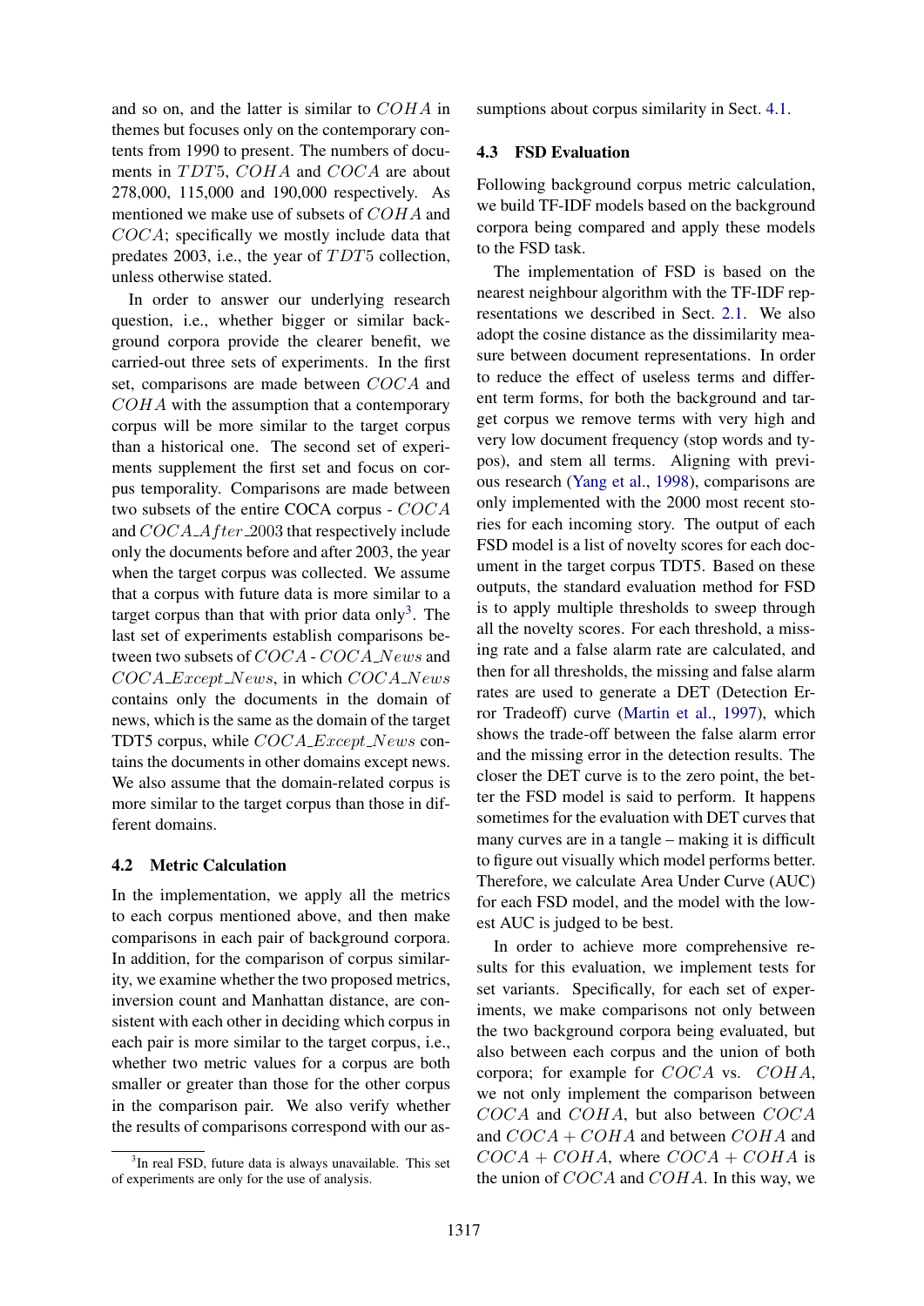and so on, and the latter is similar to $COHA$ in themes but focuses only on the contemporary contents from 1990 to present. The numbers of documents in $TDT5$, $COHA$ and $COCA$ are about 278,000, 115,000 and 190,000 respectively. As mentioned we make use of subsets of $COHA$ and $COCA$; specifically we mostly include data that predates 2003, i.e., the year of $TDT5$ collection, unless otherwise stated.

In order to answer our underlying research question, i.e., whether bigger or similar background corpora provide the clearer benefit, we carried-out three sets of experiments. In the first set, comparisons are made between $COCA$ and $COHA$ with the assumption that a contemporary corpus will be more similar to the target corpus than a historical one. The second set of experiments supplement the first set and focus on corpus temporality. Comparisons are made between two subsets of the entire COCA corpus - $COCA$ and $COCA\_After\_2003$ that respectively include only the documents before and after 2003, the year when the target corpus was collected. We assume that a corpus with future data is more similar to a target corpus than that with prior data only[3]. The last set of experiments establish comparisons between two subsets of $COCA$ - $COCA\_News$ and $COCA\_Except\_News$, in which $COCA\_News$ contains only the documents in the domain of news, which is the same as the domain of the target TDT5 corpus, while $COCA\_Except\_News$ contains the documents in other domains except news. We also assume that the domain-related corpus is more similar to the target corpus than those in different domains.

## 4.2 Metric Calculation

In the implementation, we apply all the metrics to each corpus mentioned above, and then make comparisons in each pair of background corpora. In addition, for the comparison of corpus similarity, we examine whether the two proposed metrics, inversion count and Manhattan distance, are consistent with each other in deciding which corpus in each pair is more similar to the target corpus, i.e., whether two metric values for a corpus are both smaller or greater than those for the other corpus in the comparison pair. We also verify whether the results of comparisons correspond with our assumptions about corpus similarity in Sect. 4.1.

[3] In real FSD, future data is always unavailable. This set of experiments are only for the use of analysis.

## 4.3 FSD Evaluation

Following background corpus metric calculation, we build TF-IDF models based on the background corpora being compared and apply these models to the FSD task.

The implementation of FSD is based on the nearest neighbour algorithm with the TF-IDF representations we described in Sect. 2.1. We also adopt the cosine distance as the dissimilarity measure between document representations. In order to reduce the effect of useless terms and different term forms, for both the background and target corpus we remove terms with very high and very low document frequency (stop words and typos), and stem all terms. Aligning with previous research (Yang et al., 1998), comparisons are only implemented with the 2000 most recent stories for each incoming story. The output of each FSD model is a list of novelty scores for each document in the target corpus TDT5. Based on these outputs, the standard evaluation method for FSD is to apply multiple thresholds to sweep through all the novelty scores. For each threshold, a missing rate and a false alarm rate are calculated, and then for all thresholds, the missing and false alarm rates are used to generate a DET (Detection Error Tradeoff) curve (Martin et al., 1997), which shows the trade-off between the false alarm error and the missing error in the detection results. The closer the DET curve is to the zero point, the better the FSD model is said to perform. It happens sometimes for the evaluation with DET curves that many curves are in a tangle – making it is difficult to figure out visually which model performs better. Therefore, we calculate Area Under Curve (AUC) for each FSD model, and the model with the lowest AUC is judged to be best.

In order to achieve more comprehensive results for this evaluation, we implement tests for set variants. Specifically, for each set of experiments, we make comparisons not only between the two background corpora being evaluated, but also between each corpus and the union of both corpora; for example for $COCA$ vs. $COHA$, we not only implement the comparison between $COCA$ and $COHA$, but also between $COCA$ and $COCA + COHA$ and between $COHA$ and $COCA + COHA$, where $COCA + COHA$ is the union of $COCA$ and $COHA$. In this way, we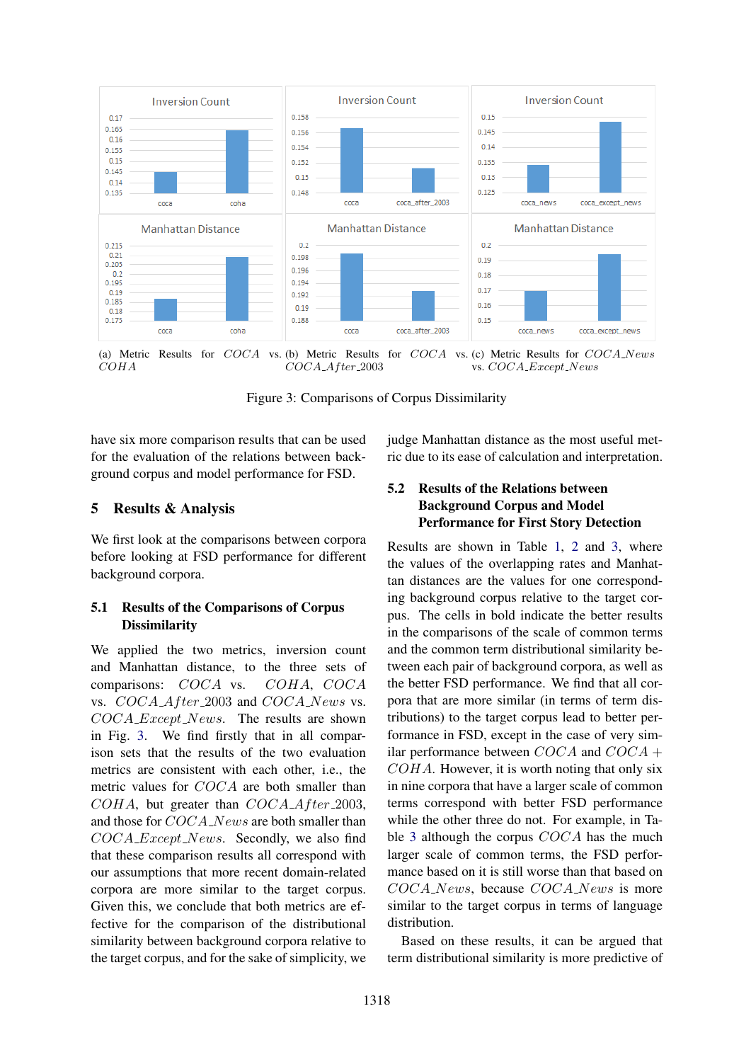(a) Metric Results for *COCA* vs. *COHA*

(b) Metric Results for *COCA* vs. *COCA_After_2003*

(c) Metric Results for *COCA_News* vs. *COCA_Except_News*

Figure 3: Comparisons of Corpus Dissimilarity

have six more comparison results that can be used for the evaluation of the relations between background corpus and model performance for FSD.

## 5 Results & Analysis

We first look at the comparisons between corpora before looking at FSD performance for different background corpora.

### 5.1 Results of the Comparisons of Corpus Dissimilarity

We applied the two metrics, inversion count and Manhattan distance, to the three sets of comparisons: *COCA* vs. *COHA*, *COCA* vs. *COCA_After_2003* and *COCA_News* vs. *COCA_Except_News*. The results are shown in Fig. 3. We find firstly that in all comparison sets that the results of the two evaluation metrics are consistent with each other, i.e., the metric values for *COCA* are both smaller than *COHA*, but greater than *COCA_After_2003*, and those for *COCA_News* are both smaller than *COCA_Except_News*. Secondly, we also find that these comparison results all correspond with our assumptions that more recent domain-related corpora are more similar to the target corpus. Given this, we conclude that both metrics are effective for the comparison of the distributional similarity between background corpora relative to the target corpus, and for the sake of simplicity, we judge Manhattan distance as the most useful metric due to its ease of calculation and interpretation.

### 5.2 Results of the Relations between Background Corpus and Model Performance for First Story Detection

Results are shown in Table 1, 2 and 3, where the values of the overlapping rates and Manhattan distances are the values for one corresponding background corpus relative to the target corpus. The cells in bold indicate the better results in the comparisons of the scale of common terms and the common term distributional similarity between each pair of background corpora, as well as the better FSD performance. We find that all corpora that are more similar (in terms of term distributions) to the target corpus lead to better performance in FSD, except in the case of very similar performance between *COCA* and *COCA* + *COHA*. However, it is worth noting that only six in nine corpora that have a larger scale of common terms correspond with better FSD performance while the other three do not. For example, in Table 3 although the corpus *COCA* has the much larger scale of common terms, the FSD performance based on it is still worse than that based on *COCA_News*, because *COCA_News* is more similar to the target corpus in terms of language distribution.

Based on these results, it can be argued that term distributional similarity is more predictive of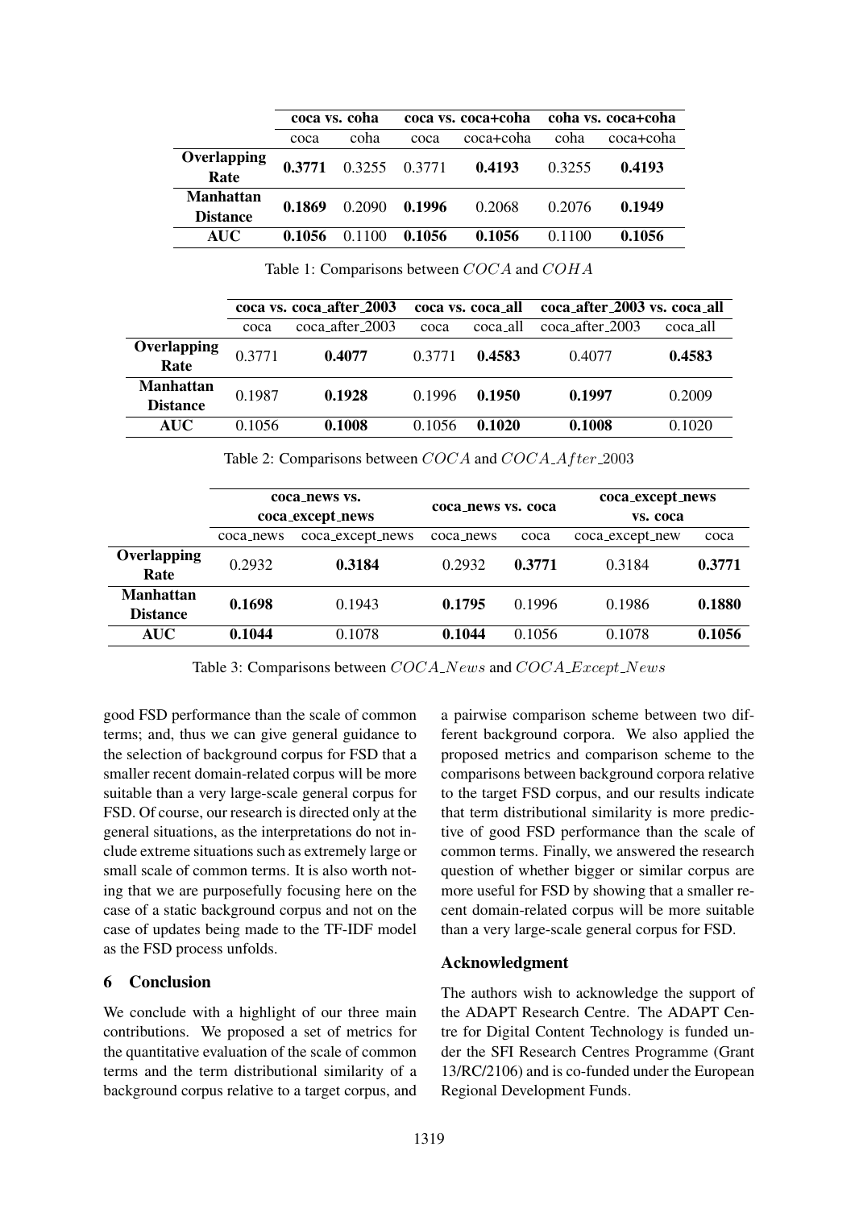| | coca vs. coha | | coca vs. coca+coha | | coha vs. coca+coha | |
|---|---|---|---|---|---|---|
| | coca | coha | coca | coca+coha | coha | coca+coha |
| **Overlapping Rate** | **0.3771** | 0.3255 | 0.3771 | **0.4193** | 0.3255 | **0.4193** |
| **Manhattan Distance** | **0.1869** | 0.2090 | **0.1996** | 0.2068 | 0.2076 | **0.1949** |
| **AUC** | **0.1056** | 0.1100 | **0.1056** | **0.1056** | 0.1100 | **0.1056** |

Table 1: Comparisons between $COCA$ and $COHA$

| | coca vs. coca_after_2003 | | coca vs. coca_all | | coca_after_2003 vs. coca_all | |
|---|---|---|---|---|---|---|
| | coca | coca_after_2003 | coca | coca_all | coca_after_2003 | coca_all |
| **Overlapping Rate** | 0.3771 | **0.4077** | 0.3771 | **0.4583** | 0.4077 | **0.4583** |
| **Manhattan Distance** | 0.1987 | **0.1928** | 0.1996 | **0.1950** | **0.1997** | 0.2009 |
| **AUC** | 0.1056 | **0.1008** | 0.1056 | **0.1020** | **0.1008** | 0.1020 |

Table 2: Comparisons between $COCA$ and $COCA\_After\_2003$

| | coca_news vs. coca_except_news | | coca_news vs. coca | | coca_except_news vs. coca | |
|---|---|---|---|---|---|---|
| | coca_news | coca_except_news | coca_news | coca | coca_except_new | coca |
| **Overlapping Rate** | 0.2932 | **0.3184** | 0.2932 | **0.3771** | 0.3184 | **0.3771** |
| **Manhattan Distance** | **0.1698** | 0.1943 | **0.1795** | 0.1996 | 0.1986 | **0.1880** |
| **AUC** | **0.1044** | 0.1078 | **0.1044** | 0.1056 | 0.1078 | **0.1056** |

Table 3: Comparisons between $COCA\_News$ and $COCA\_Except\_News$

good FSD performance than the scale of common terms; and, thus we can give general guidance to the selection of background corpus for FSD that a smaller recent domain-related corpus will be more suitable than a very large-scale general corpus for FSD. Of course, our research is directed only at the general situations, as the interpretations do not include extreme situations such as extremely large or small scale of common terms. It is also worth noting that we are purposefully focusing here on the case of a static background corpus and not on the case of updates being made to the TF-IDF model as the FSD process unfolds.

## 6 Conclusion

We conclude with a highlight of our three main contributions. We proposed a set of metrics for the quantitative evaluation of the scale of common terms and the term distributional similarity of a background corpus relative to a target corpus, and a pairwise comparison scheme between two different background corpora. We also applied the proposed metrics and comparison scheme to the comparisons between background corpora relative to the target FSD corpus, and our results indicate that term distributional similarity is more predictive of good FSD performance than the scale of common terms. Finally, we answered the research question of whether bigger or similar corpus are more useful for FSD by showing that a smaller recent domain-related corpus will be more suitable than a very large-scale general corpus for FSD.

### Acknowledgment

The authors wish to acknowledge the support of the ADAPT Research Centre. The ADAPT Centre for Digital Content Technology is funded under the SFI Research Centres Programme (Grant 13/RC/2106) and is co-funded under the European Regional Development Funds.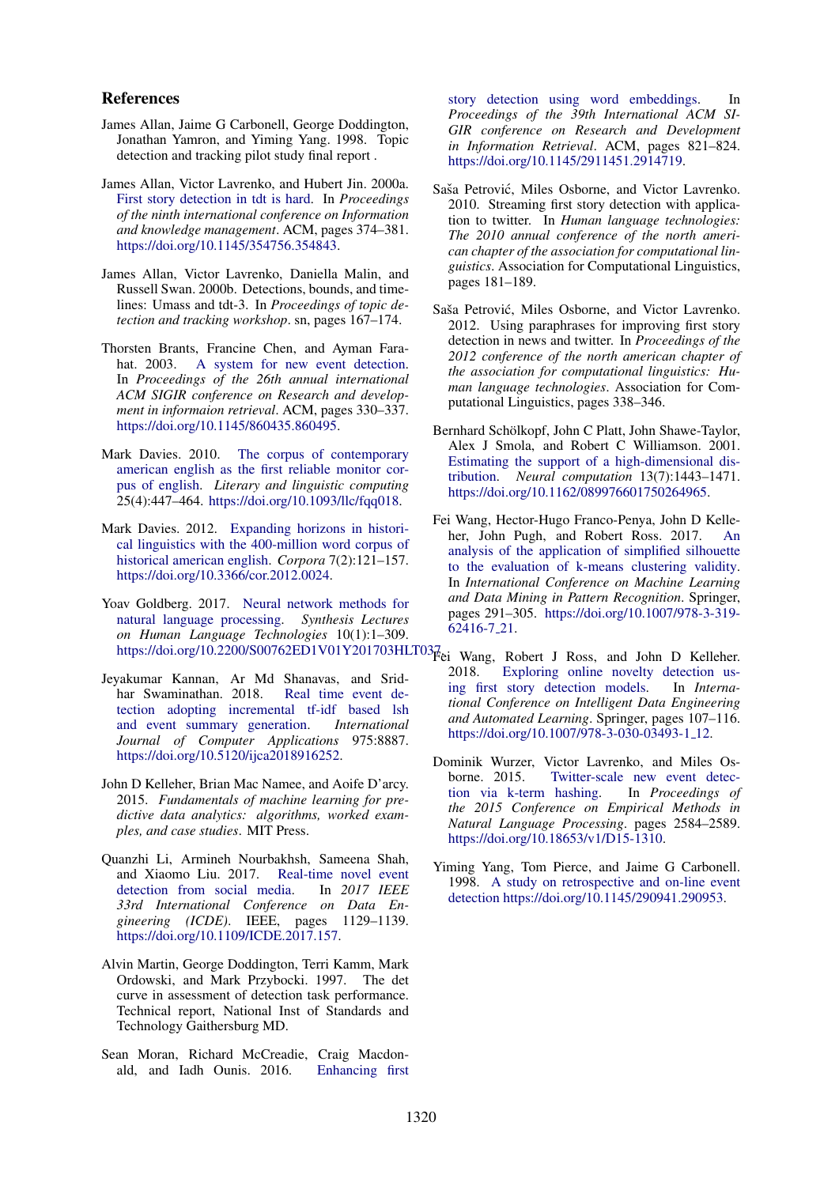## References

James Allan, Jaime G Carbonell, George Doddington, Jonathan Yamron, and Yiming Yang. 1998. Topic detection and tracking pilot study final report .

James Allan, Victor Lavrenko, and Hubert Jin. 2000a. First story detection in tdt is hard. In *Proceedings of the ninth international conference on Information and knowledge management*. ACM, pages 374–381. https://doi.org/10.1145/354756.354843.

James Allan, Victor Lavrenko, Daniella Malin, and Russell Swan. 2000b. Detections, bounds, and timelines: Umass and tdt-3. In *Proceedings of topic detection and tracking workshop*. sn, pages 167–174.

Thorsten Brants, Francine Chen, and Ayman Farahat. 2003. A system for new event detection. In *Proceedings of the 26th annual international ACM SIGIR conference on Research and development in informaion retrieval*. ACM, pages 330–337. https://doi.org/10.1145/860435.860495.

Mark Davies. 2010. The corpus of contemporary american english as the first reliable monitor corpus of english. *Literary and linguistic computing* 25(4):447–464. https://doi.org/10.1093/llc/fqq018.

Mark Davies. 2012. Expanding horizons in historical linguistics with the 400-million word corpus of historical american english. *Corpora* 7(2):121–157. https://doi.org/10.3366/cor.2012.0024.

Yoav Goldberg. 2017. Neural network methods for natural language processing. *Synthesis Lectures on Human Language Technologies* 10(1):1–309. https://doi.org/10.2200/S00762ED1V01Y201703HLT037.

Jeyakumar Kannan, Ar Md Shanavas, and Sridhar Swaminathan. 2018. Real time event detection adopting incremental tf-idf based lsh and event summary generation. *International Journal of Computer Applications* 975:8887. https://doi.org/10.5120/ijca2018916252.

John D Kelleher, Brian Mac Namee, and Aoife D'arcy. 2015. *Fundamentals of machine learning for predictive data analytics: algorithms, worked examples, and case studies*. MIT Press.

Quanzhi Li, Armineh Nourbakhsh, Sameena Shah, and Xiaomo Liu. 2017. Real-time novel event detection from social media. In *2017 IEEE 33rd International Conference on Data Engineering (ICDE)*. IEEE, pages 1129–1139. https://doi.org/10.1109/ICDE.2017.157.

Alvin Martin, George Doddington, Terri Kamm, Mark Ordowski, and Mark Przybocki. 1997. The det curve in assessment of detection task performance. Technical report, National Inst of Standards and Technology Gaithersburg MD.

Sean Moran, Richard McCreadie, Craig Macdonald, and Iadh Ounis. 2016. Enhancing first story detection using word embeddings. In *Proceedings of the 39th International ACM SIGIR conference on Research and Development in Information Retrieval*. ACM, pages 821–824. https://doi.org/10.1145/2911451.2914719.

Saša Petrović, Miles Osborne, and Victor Lavrenko. 2010. Streaming first story detection with application to twitter. In *Human language technologies: The 2010 annual conference of the north american chapter of the association for computational linguistics*. Association for Computational Linguistics, pages 181–189.

Saša Petrović, Miles Osborne, and Victor Lavrenko. 2012. Using paraphrases for improving first story detection in news and twitter. In *Proceedings of the 2012 conference of the north american chapter of the association for computational linguistics: Human language technologies*. Association for Computational Linguistics, pages 338–346.

Bernhard Schölkopf, John C Platt, John Shawe-Taylor, Alex J Smola, and Robert C Williamson. 2001. Estimating the support of a high-dimensional distribution. *Neural computation* 13(7):1443–1471. https://doi.org/10.1162/089976601750264965.

Fei Wang, Hector-Hugo Franco-Penya, John D Kelleher, John Pugh, and Robert Ross. 2017. An analysis of the application of simplified silhouette to the evaluation of k-means clustering validity. In *International Conference on Machine Learning and Data Mining in Pattern Recognition*. Springer, pages 291–305. https://doi.org/10.1007/978-3-319-62416-7_21.

Fei Wang, Robert J Ross, and John D Kelleher. 2018. Exploring online novelty detection using first story detection models. In *International Conference on Intelligent Data Engineering and Automated Learning*. Springer, pages 107–116. https://doi.org/10.1007/978-3-030-03493-1_12.

Dominik Wurzer, Victor Lavrenko, and Miles Osborne. 2015. Twitter-scale new event detection via k-term hashing. In *Proceedings of the 2015 Conference on Empirical Methods in Natural Language Processing*. pages 2584–2589. https://doi.org/10.18653/v1/D15-1310.

Yiming Yang, Tom Pierce, and Jaime G Carbonell. 1998. A study on retrospective and on-line event detection https://doi.org/10.1145/290941.290953.